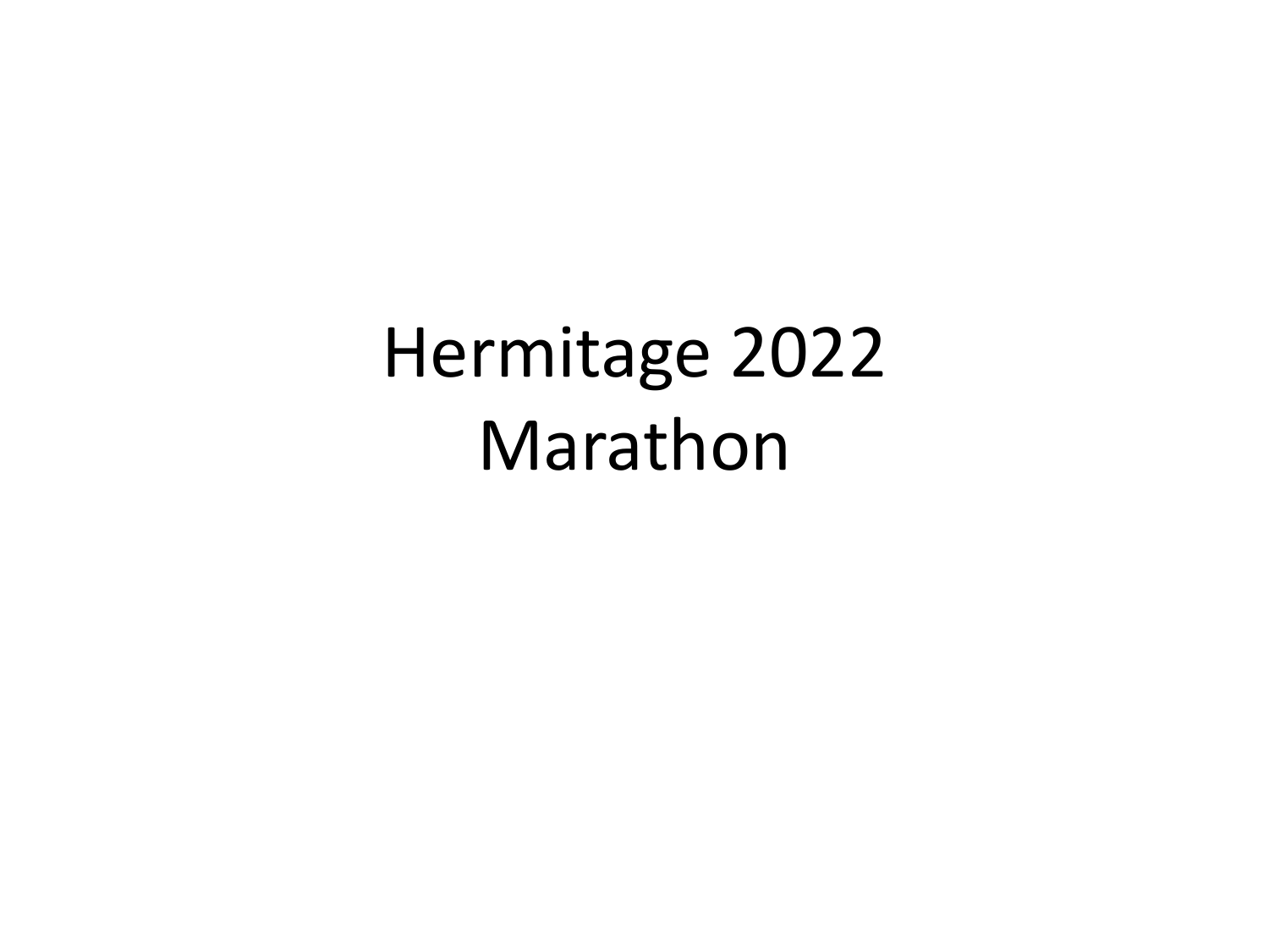# Hermitage 2022
# Marathon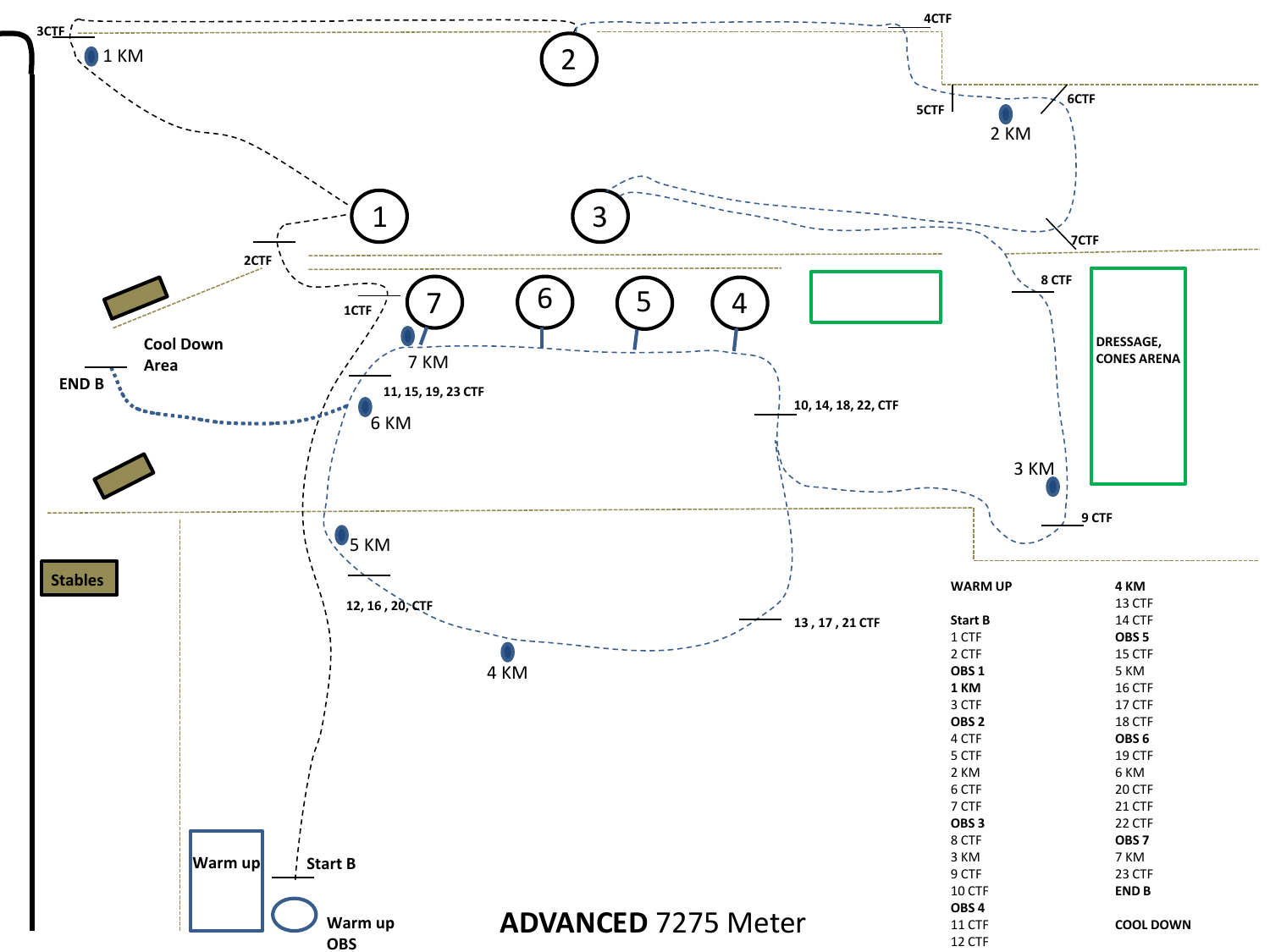# ADVANCED 7275 Meter

| | |
|---|---|
| **WARM UP** | **4 KM** |
| | 13 CTF |
| **Start B** | 14 CTF |
| 1 CTF | **OBS 5** |
| 2 CTF | 15 CTF |
| **OBS 1** | 5 KM |
| **1 KM** | 16 CTF |
| 3 CTF | 17 CTF |
| **OBS 2** | 18 CTF |
| 4 CTF | **OBS 6** |
| 5 CTF | 19 CTF |
| 2 KM | 6 KM |
| 6 CTF | 20 CTF |
| 7 CTF | 21 CTF |
| **OBS 3** | 22 CTF |
| 8 CTF | **OBS 7** |
| 3 KM | 7 KM |
| 9 CTF | 23 CTF |
| 10 CTF | **END B** |
| **OBS 4** | |
| 11 CTF | **COOL DOWN** |
| 12 CTF | |

Map labels: 3CTF, 1 KM, 2, 4CTF, 5CTF, 2 KM, 6CTF, 1, 3, 7CTF, 2CTF, 8 CTF, 1CTF, 7, 6, 5, 4, DRESSAGE, CONES ARENA, Cool Down Area, END B, 7 KM, 11, 15, 19, 23 CTF, 6 KM, 10, 14, 18, 22, CTF, 3 KM, 9 CTF, 5 KM, Stables, 12, 16, 20, CTF, 13, 17, 21 CTF, 4 KM, Warm up, Start B, Warm up OBS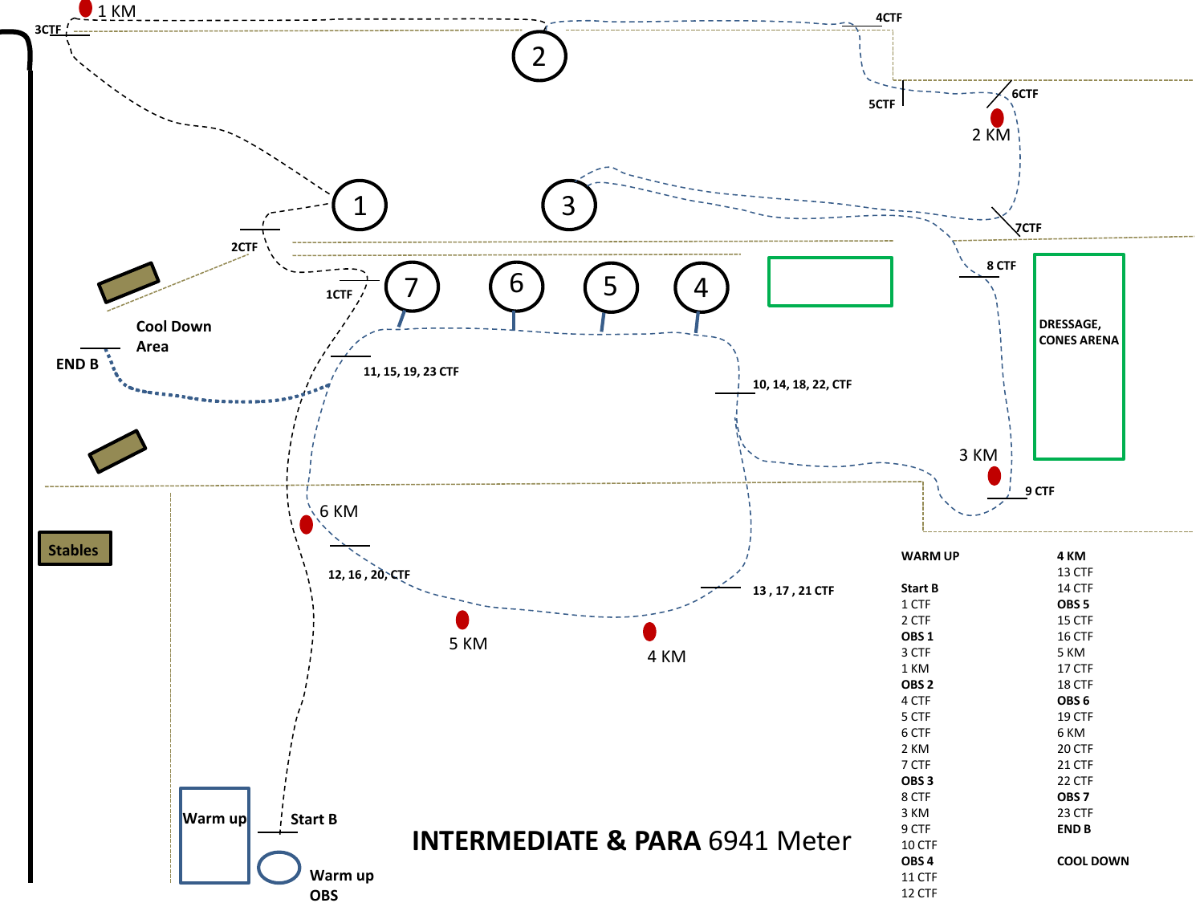# INTERMEDIATE & PARA 6941 Meter

WARM UP

Start B
1 CTF
2 CTF
**OBS 1**
3 CTF
1 KM
**OBS 2**
4 CTF
5 CTF
6 CTF
2 KM
7 CTF
**OBS 3**
8 CTF
3 KM
9 CTF
10 CTF
**OBS 4**
11 CTF
12 CTF

**4 KM**
13 CTF
14 CTF
**OBS 5**
15 CTF
16 CTF
5 KM
17 CTF
18 CTF
**OBS 6**
19 CTF
6 KM
20 CTF
21 CTF
22 CTF
**OBS 7**
23 CTF
**END B**

**COOL DOWN**

Map labels: 3CTF, 1 KM, 2, 4CTF, 5CTF, 6CTF, 2 KM, 1, 3, 7CTF, 2CTF, 8 CTF, 1CTF, 7, 6, 5, 4, Cool Down Area, END B, 11, 15, 19, 23 CTF, 10, 14, 18, 22, CTF, DRESSAGE, CONES ARENA, 3 KM, 9 CTF, Stables, 6 KM, 12, 16, 20, CTF, 13, 17, 21 CTF, 5 KM, 4 KM, Warm up, Start B, Warm up OBS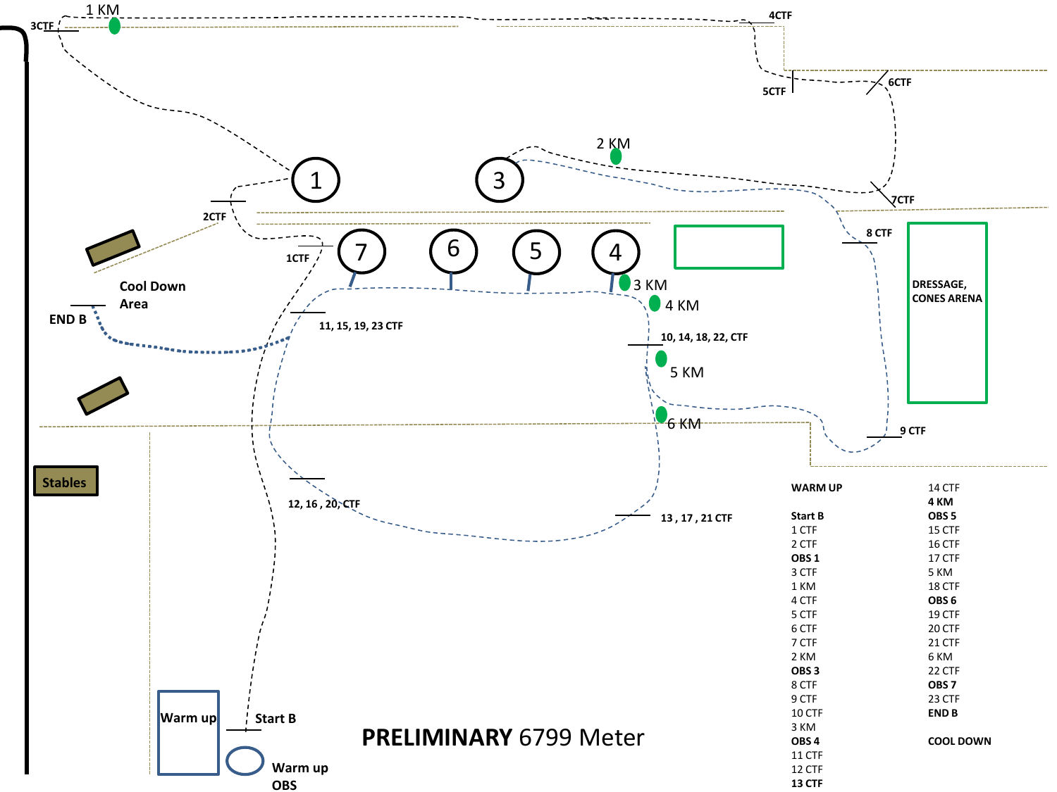# PRELIMINARY 6799 Meter

1 KM

3CTF

4CTF

5CTF

6CTF

2 KM

7CTF

2CTF

1CTF

8 CTF

Cool Down Area

END B

11, 15, 19, 23 CTF

3 KM

4 KM

10, 14, 18, 22, CTF

5 KM

DRESSAGE, CONES ARENA

6 KM

9 CTF

Stables

12, 16 , 20, CTF

13 , 17 , 21 CTF

Warm up

Start B

Warm up OBS

**WARM UP**

**Start B**
1 CTF
2 CTF
**OBS 1**
3 CTF
1 KM
4 CTF
5 CTF
6 CTF
7 CTF
2 KM
**OBS 3**
8 CTF
9 CTF
10 CTF
3 KM
**OBS 4**
11 CTF
12 CTF
**13 CTF**
14 CTF
**4 KM**
**OBS 5**
15 CTF
16 CTF
17 CTF
5 KM
18 CTF
**OBS 6**
19 CTF
20 CTF
21 CTF
6 KM
22 CTF
**OBS 7**
23 CTF
**END B**

**COOL DOWN**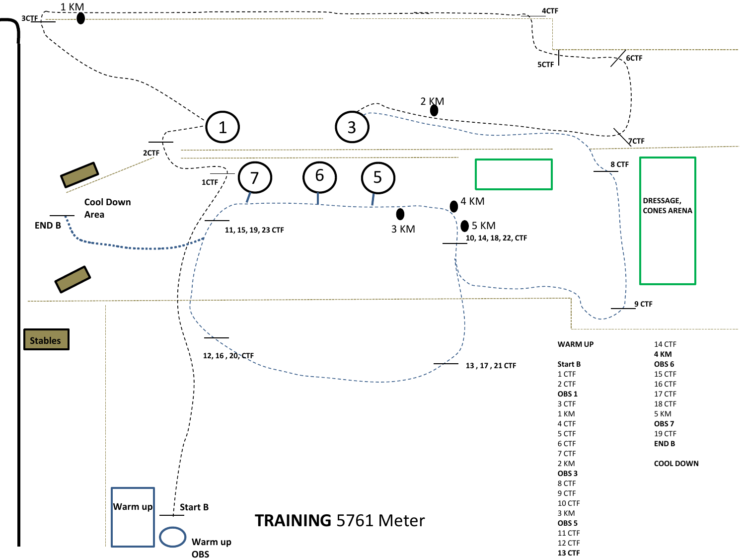# TRAINING 5761 Meter

**WARM UP**

**Start B**
1 CTF
2 CTF
**OBS 1**
3 CTF
1 KM
4 CTF
5 CTF
6 CTF
7 CTF
2 KM
**OBS 3**
8 CTF
9 CTF
10 CTF
3 KM
**OBS 5**
11 CTF
12 CTF
**13 CTF**
14 CTF
**4 KM**
**OBS 6**
15 CTF
16 CTF
17 CTF
18 CTF
5 KM
**OBS 7**
19 CTF
**END B**

**COOL DOWN**

1 KM
3CTF
4CTF
5CTF
6CTF
1
3
2 KM
7CTF
2CTF
8 CTF
1CTF
7
6
5
DRESSAGE, CONES ARENA
Cool Down Area
4 KM
END B
3 KM
5 KM
11, 15, 19, 23 CTF
10, 14, 18, 22, CTF
9 CTF
Stables
12, 16 , 20, CTF
13 , 17 , 21 CTF
Warm up
Start B
Warm up OBS